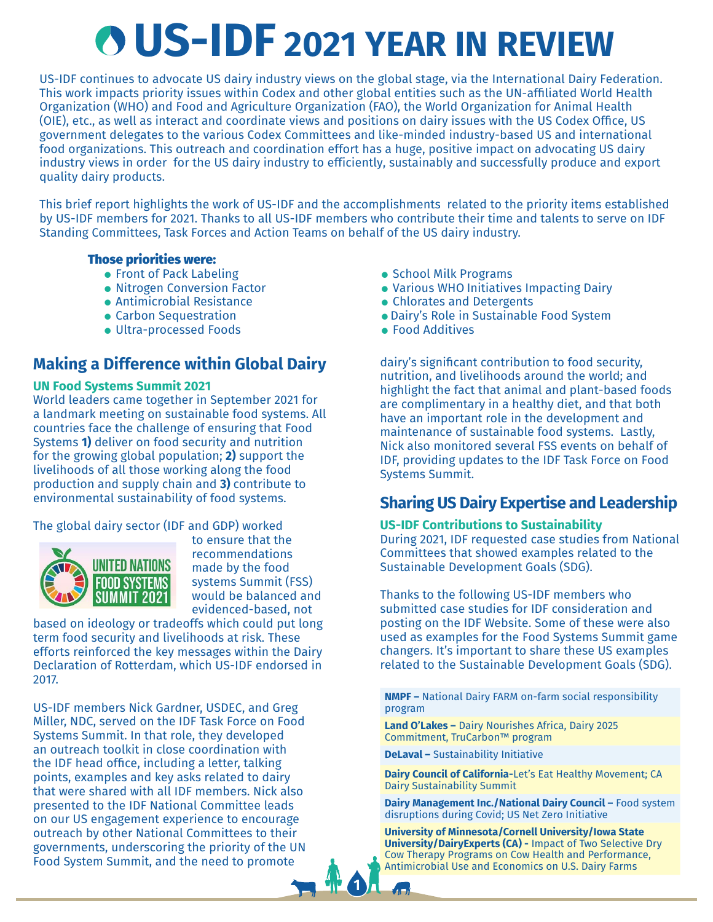# US-IDF 2021 YEAR IN REVIEW

US-IDF continues to advocate US dairy industry views on the global stage, via the International Dairy Federation. This work impacts priority issues within Codex and other global entities such as the UN-affiliated World Health Organization (WHO) and Food and Agriculture Organization (FAO), the World Organization for Animal Health (OIE), etc., as well as interact and coordinate views and positions on dairy issues with the US Codex Office, US government delegates to the various Codex Committees and like-minded industry-based US and international food organizations. This outreach and coordination effort has a huge, positive impact on advocating US dairy industry views in order for the US dairy industry to efficiently, sustainably and successfully produce and export quality dairy products.

This brief report highlights the work of US-IDF and the accomplishments related to the priority items established by US-IDF members for 2021. Thanks to all US-IDF members who contribute their time and talents to serve on IDF Standing Committees, Task Forces and Action Teams on behalf of the US dairy industry.

**Those priorities were:**

- Front of Pack Labeling
- Nitrogen Conversion Factor
- Antimicrobial Resistance
- Carbon Sequestration
- Ultra-processed Foods
- School Milk Programs
- Various WHO Initiatives Impacting Dairy
- Chlorates and Detergents
- Dairy's Role in Sustainable Food System
- Food Additives

## Making a Difference within Global Dairy

### UN Food Systems Summit 2021

World leaders came together in September 2021 for a landmark meeting on sustainable food systems. All countries face the challenge of ensuring that Food Systems **1)** deliver on food security and nutrition for the growing global population; **2)** support the livelihoods of all those working along the food production and supply chain and **3)** contribute to environmental sustainability of food systems.

The global dairy sector (IDF and GDP) worked to ensure that the recommendations made by the food systems Summit (FSS) would be balanced and evidenced-based, not based on ideology or tradeoffs which could put long term food security and livelihoods at risk. These efforts reinforced the key messages within the Dairy Declaration of Rotterdam, which US-IDF endorsed in 2017.

US-IDF members Nick Gardner, USDEC, and Greg Miller, NDC, served on the IDF Task Force on Food Systems Summit. In that role, they developed an outreach toolkit in close coordination with the IDF head office, including a letter, talking points, examples and key asks related to dairy that were shared with all IDF members. Nick also presented to the IDF National Committee leads on our US engagement experience to encourage outreach by other National Committees to their governments, underscoring the priority of the UN Food System Summit, and the need to promote dairy's significant contribution to food security, nutrition, and livelihoods around the world; and highlight the fact that animal and plant-based foods are complimentary in a healthy diet, and that both have an important role in the development and maintenance of sustainable food systems. Lastly, Nick also monitored several FSS events on behalf of IDF, providing updates to the IDF Task Force on Food Systems Summit.

## Sharing US Dairy Expertise and Leadership

### US-IDF Contributions to Sustainability

During 2021, IDF requested case studies from National Committees that showed examples related to the Sustainable Development Goals (SDG).

Thanks to the following US-IDF members who submitted case studies for IDF consideration and posting on the IDF Website. Some of these were also used as examples for the Food Systems Summit game changers. It's important to share these US examples related to the Sustainable Development Goals (SDG).

- **NMPF –** National Dairy FARM on-farm social responsibility program
- **Land O'Lakes –** Dairy Nourishes Africa, Dairy 2025 Commitment, TruCarbon™ program
- **DeLaval –** Sustainability Initiative
- **Dairy Council of California-** Let's Eat Healthy Movement; CA Dairy Sustainability Summit
- **Dairy Management Inc./National Dairy Council –** Food system disruptions during Covid; US Net Zero Initiative
- **University of Minnesota/Cornell University/Iowa State University/DairyExperts (CA) -** Impact of Two Selective Dry Cow Therapy Programs on Cow Health and Performance, Antimicrobial Use and Economics on U.S. Dairy Farms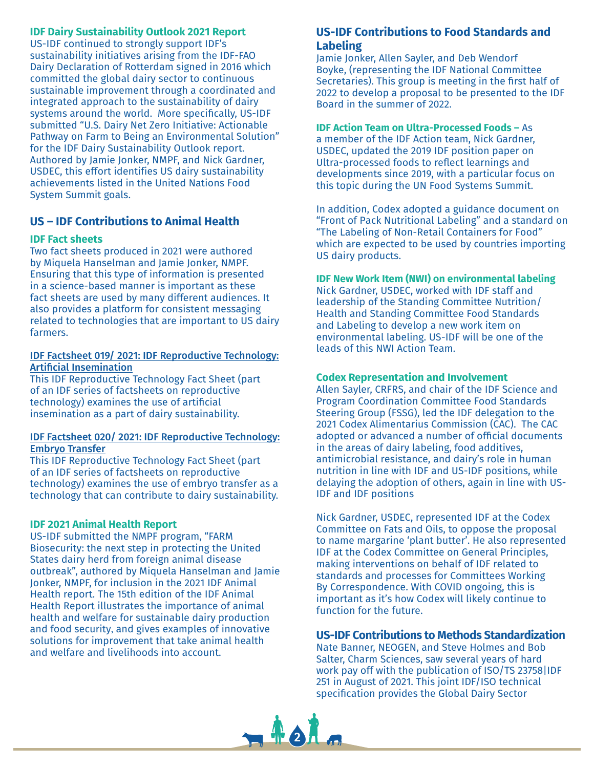**IDF Dairy Sustainability Outlook 2021 Report**

US-IDF continued to strongly support IDF's sustainability initiatives arising from the IDF-FAO Dairy Declaration of Rotterdam signed in 2016 which committed the global dairy sector to continuous sustainable improvement through a coordinated and integrated approach to the sustainability of dairy systems around the world. More specifically, US-IDF submitted "U.S. Dairy Net Zero Initiative: Actionable Pathway on Farm to Being an Environmental Solution" for the IDF Dairy Sustainability Outlook report. Authored by Jamie Jonker, NMPF, and Nick Gardner, USDEC, this effort identifies US dairy sustainability achievements listed in the United Nations Food System Summit goals.

## US – IDF Contributions to Animal Health

**IDF Fact sheets**

Two fact sheets produced in 2021 were authored by Miquela Hanselman and Jamie Jonker, NMPF. Ensuring that this type of information is presented in a science-based manner is important as these fact sheets are used by many different audiences. It also provides a platform for consistent messaging related to technologies that are important to US dairy farmers.

IDF Factsheet 019/ 2021: IDF Reproductive Technology: Artificial Insemination

This IDF Reproductive Technology Fact Sheet (part of an IDF series of factsheets on reproductive technology) examines the use of artificial insemination as a part of dairy sustainability.

IDF Factsheet 020/ 2021: IDF Reproductive Technology: Embryo Transfer

This IDF Reproductive Technology Fact Sheet (part of an IDF series of factsheets on reproductive technology) examines the use of embryo transfer as a technology that can contribute to dairy sustainability.

**IDF 2021 Animal Health Report**

US-IDF submitted the NMPF program, "FARM Biosecurity: the next step in protecting the United States dairy herd from foreign animal disease outbreak", authored by Miquela Hanselman and Jamie Jonker, NMPF, for inclusion in the 2021 IDF Animal Health report. The 15th edition of the IDF Animal Health Report illustrates the importance of animal health and welfare for sustainable dairy production and food security, and gives examples of innovative solutions for improvement that take animal health and welfare and livelihoods into account.

## US-IDF Contributions to Food Standards and Labeling

Jamie Jonker, Allen Sayler, and Deb Wendorf Boyke, (representing the IDF National Committee Secretaries). This group is meeting in the first half of 2022 to develop a proposal to be presented to the IDF Board in the summer of 2022.

**IDF Action Team on Ultra-Processed Foods –** As a member of the IDF Action team, Nick Gardner, USDEC, updated the 2019 IDF position paper on Ultra-processed foods to reflect learnings and developments since 2019, with a particular focus on this topic during the UN Food Systems Summit.

In addition, Codex adopted a guidance document on "Front of Pack Nutritional Labeling" and a standard on "The Labeling of Non-Retail Containers for Food" which are expected to be used by countries importing US dairy products.

**IDF New Work Item (NWI) on environmental labeling**

Nick Gardner, USDEC, worked with IDF staff and leadership of the Standing Committee Nutrition/ Health and Standing Committee Food Standards and Labeling to develop a new work item on environmental labeling. US-IDF will be one of the leads of this NWI Action Team.

**Codex Representation and Involvement**

Allen Sayler, CRFRS, and chair of the IDF Science and Program Coordination Committee Food Standards Steering Group (FSSG), led the IDF delegation to the 2021 Codex Alimentarius Commission (CAC). The CAC adopted or advanced a number of official documents in the areas of dairy labeling, food additives, antimicrobial resistance, and dairy's role in human nutrition in line with IDF and US-IDF positions, while delaying the adoption of others, again in line with US-IDF and IDF positions

Nick Gardner, USDEC, represented IDF at the Codex Committee on Fats and Oils, to oppose the proposal to name margarine 'plant butter'. He also represented IDF at the Codex Committee on General Principles, making interventions on behalf of IDF related to standards and processes for Committees Working By Correspondence. With COVID ongoing, this is important as it's how Codex will likely continue to function for the future.

## US-IDF Contributions to Methods Standardization

Nate Banner, NEOGEN, and Steve Holmes and Bob Salter, Charm Sciences, saw several years of hard work pay off with the publication of ISO/TS 23758|IDF 251 in August of 2021. This joint IDF/ISO technical specification provides the Global Dairy Sector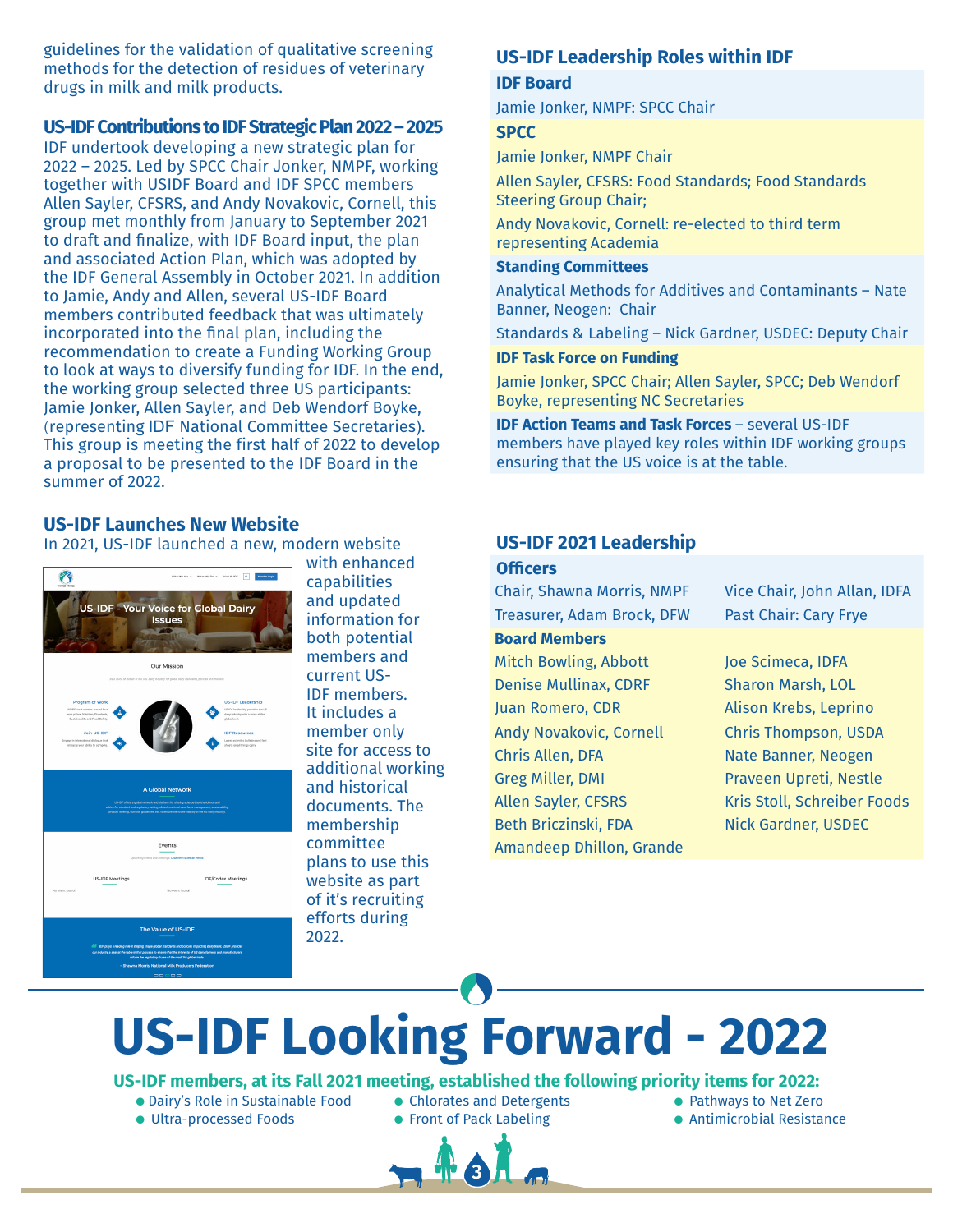guidelines for the validation of qualitative screening methods for the detection of residues of veterinary drugs in milk and milk products.

## US-IDF Contributions to IDF Strategic Plan 2022 – 2025

IDF undertook developing a new strategic plan for 2022 – 2025. Led by SPCC Chair Jonker, NMPF, working together with USIDF Board and IDF SPCC members Allen Sayler, CFSRS, and Andy Novakovic, Cornell, this group met monthly from January to September 2021 to draft and finalize, with IDF Board input, the plan and associated Action Plan, which was adopted by the IDF General Assembly in October 2021. In addition to Jamie, Andy and Allen, several US-IDF Board members contributed feedback that was ultimately incorporated into the final plan, including the recommendation to create a Funding Working Group to look at ways to diversify funding for IDF. In the end, the working group selected three US participants: Jamie Jonker, Allen Sayler, and Deb Wendorf Boyke, (representing IDF National Committee Secretaries). This group is meeting the first half of 2022 to develop a proposal to be presented to the IDF Board in the summer of 2022.

## US-IDF Launches New Website

In 2021, US-IDF launched a new, modern website with enhanced capabilities and updated information for both potential members and current US-IDF members. It includes a member only site for access to additional working and historical documents. The membership committee plans to use this website as part of it's recruiting efforts during 2022.

## US-IDF Leadership Roles within IDF

### IDF Board

Jamie Jonker, NMPF: SPCC Chair

### SPCC

Jamie Jonker, NMPF Chair

Allen Sayler, CFSRS: Food Standards; Food Standards Steering Group Chair;

Andy Novakovic, Cornell: re-elected to third term representing Academia

### Standing Committees

Analytical Methods for Additives and Contaminants – Nate Banner, Neogen: Chair

Standards & Labeling – Nick Gardner, USDEC: Deputy Chair

### IDF Task Force on Funding

Jamie Jonker, SPCC Chair; Allen Sayler, SPCC; Deb Wendorf Boyke, representing NC Secretaries

**IDF Action Teams and Task Forces** – several US-IDF members have played key roles within IDF working groups ensuring that the US voice is at the table.

## US-IDF 2021 Leadership

### Officers

| | |
|---|---|
| Chair, Shawna Morris, NMPF | Vice Chair, John Allan, IDFA |
| Treasurer, Adam Brock, DFW | Past Chair: Cary Frye |

### Board Members

| | |
|---|---|
| Mitch Bowling, Abbott | Joe Scimeca, IDFA |
| Denise Mullinax, CDRF | Sharon Marsh, LOL |
| Juan Romero, CDR | Alison Krebs, Leprino |
| Andy Novakovic, Cornell | Chris Thompson, USDA |
| Chris Allen, DFA | Nate Banner, Neogen |
| Greg Miller, DMI | Praveen Upreti, Nestle |
| Allen Sayler, CFSRS | Kris Stoll, Schreiber Foods |
| Beth Briczinski, FDA | Nick Gardner, USDEC |
| Amandeep Dhillon, Grande | |

# US-IDF Looking Forward - 2022

**US-IDF members, at its Fall 2021 meeting, established the following priority items for 2022:**

- Dairy's Role in Sustainable Food
- Ultra-processed Foods
- Chlorates and Detergents
- Front of Pack Labeling
- Pathways to Net Zero
- Antimicrobial Resistance